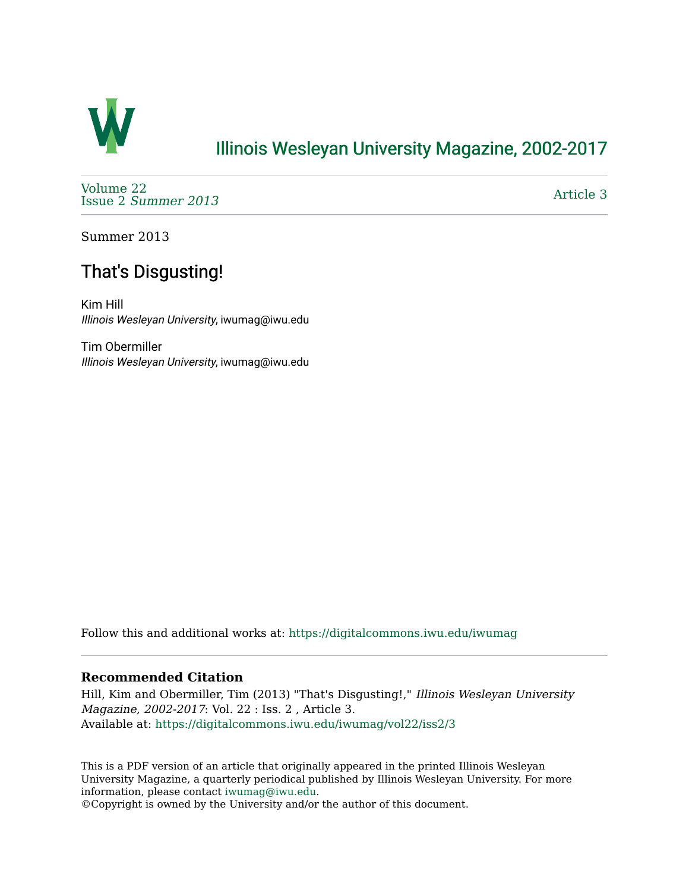# Illinois Wesleyan University Magazine, 2002-2017

Volume 22
Issue 2 *Summer 2013*

Article 3

Summer 2013

## That's Disgusting!

Kim Hill
*Illinois Wesleyan University*, iwumag@iwu.edu

Tim Obermiller
*Illinois Wesleyan University*, iwumag@iwu.edu

Follow this and additional works at: https://digitalcommons.iwu.edu/iwumag

### Recommended Citation

Hill, Kim and Obermiller, Tim (2013) "That's Disgusting!," *Illinois Wesleyan University Magazine, 2002-2017*: Vol. 22 : Iss. 2 , Article 3.
Available at: https://digitalcommons.iwu.edu/iwumag/vol22/iss2/3

This is a PDF version of an article that originally appeared in the printed Illinois Wesleyan University Magazine, a quarterly periodical published by Illinois Wesleyan University. For more information, please contact iwumag@iwu.edu.
©Copyright is owned by the University and/or the author of this document.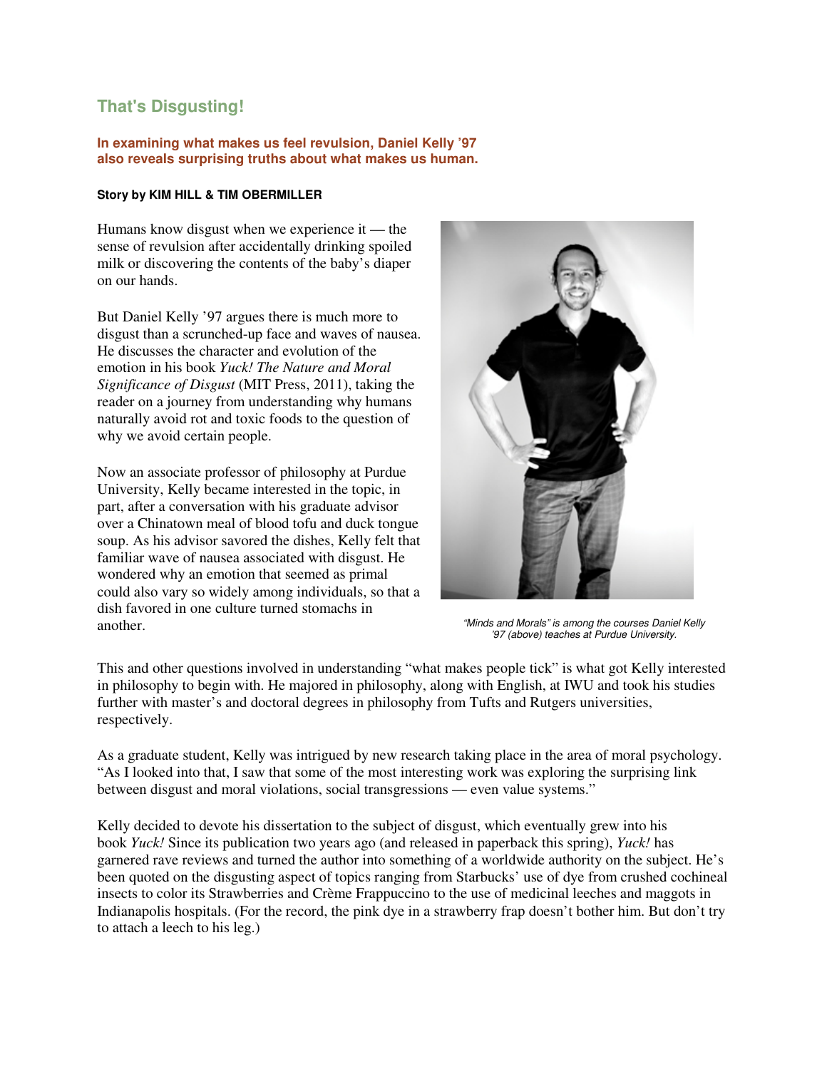## That's Disgusting!

**In examining what makes us feel revulsion, Daniel Kelly '97 also reveals surprising truths about what makes us human.**

**Story by KIM HILL & TIM OBERMILLER**

Humans know disgust when we experience it — the sense of revulsion after accidentally drinking spoiled milk or discovering the contents of the baby's diaper on our hands.

But Daniel Kelly '97 argues there is much more to disgust than a scrunched-up face and waves of nausea. He discusses the character and evolution of the emotion in his book *Yuck! The Nature and Moral Significance of Disgust* (MIT Press, 2011), taking the reader on a journey from understanding why humans naturally avoid rot and toxic foods to the question of why we avoid certain people.

Now an associate professor of philosophy at Purdue University, Kelly became interested in the topic, in part, after a conversation with his graduate advisor over a Chinatown meal of blood tofu and duck tongue soup. As his advisor savored the dishes, Kelly felt that familiar wave of nausea associated with disgust. He wondered why an emotion that seemed as primal could also vary so widely among individuals, so that a dish favored in one culture turned stomachs in another.

*"Minds and Morals" is among the courses Daniel Kelly '97 (above) teaches at Purdue University.*

This and other questions involved in understanding "what makes people tick" is what got Kelly interested in philosophy to begin with. He majored in philosophy, along with English, at IWU and took his studies further with master's and doctoral degrees in philosophy from Tufts and Rutgers universities, respectively.

As a graduate student, Kelly was intrigued by new research taking place in the area of moral psychology. "As I looked into that, I saw that some of the most interesting work was exploring the surprising link between disgust and moral violations, social transgressions — even value systems."

Kelly decided to devote his dissertation to the subject of disgust, which eventually grew into his book *Yuck!* Since its publication two years ago (and released in paperback this spring), *Yuck!* has garnered rave reviews and turned the author into something of a worldwide authority on the subject. He's been quoted on the disgusting aspect of topics ranging from Starbucks' use of dye from crushed cochineal insects to color its Strawberries and Crème Frappuccino to the use of medicinal leeches and maggots in Indianapolis hospitals. (For the record, the pink dye in a strawberry frap doesn't bother him. But don't try to attach a leech to his leg.)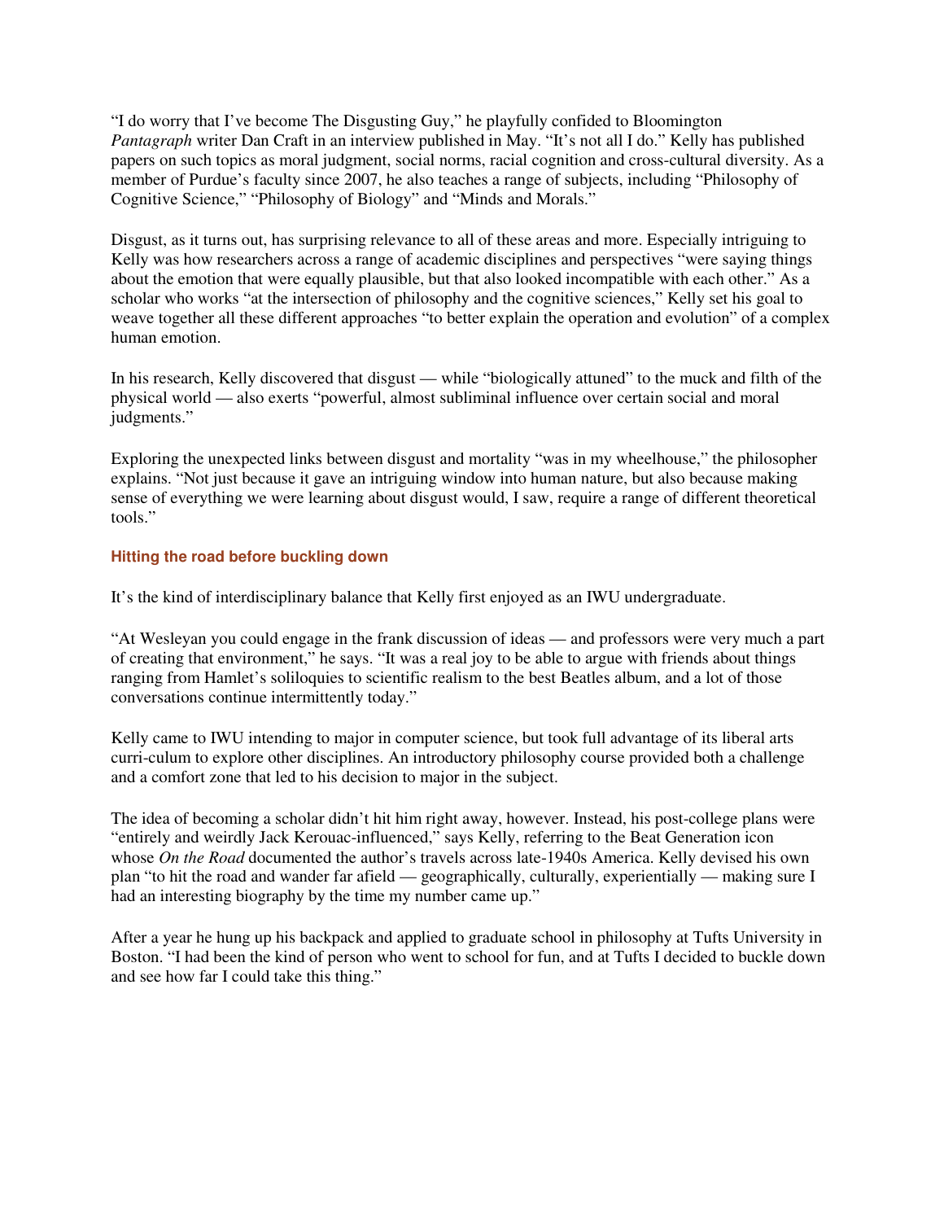"I do worry that I've become The Disgusting Guy," he playfully confided to Bloomington *Pantagraph* writer Dan Craft in an interview published in May. "It's not all I do." Kelly has published papers on such topics as moral judgment, social norms, racial cognition and cross-cultural diversity. As a member of Purdue's faculty since 2007, he also teaches a range of subjects, including "Philosophy of Cognitive Science," "Philosophy of Biology" and "Minds and Morals."

Disgust, as it turns out, has surprising relevance to all of these areas and more. Especially intriguing to Kelly was how researchers across a range of academic disciplines and perspectives "were saying things about the emotion that were equally plausible, but that also looked incompatible with each other." As a scholar who works "at the intersection of philosophy and the cognitive sciences," Kelly set his goal to weave together all these different approaches "to better explain the operation and evolution" of a complex human emotion.

In his research, Kelly discovered that disgust — while "biologically attuned" to the muck and filth of the physical world — also exerts "powerful, almost subliminal influence over certain social and moral judgments."

Exploring the unexpected links between disgust and mortality "was in my wheelhouse," the philosopher explains. "Not just because it gave an intriguing window into human nature, but also because making sense of everything we were learning about disgust would, I saw, require a range of different theoretical tools."

### Hitting the road before buckling down

It's the kind of interdisciplinary balance that Kelly first enjoyed as an IWU undergraduate.

"At Wesleyan you could engage in the frank discussion of ideas — and professors were very much a part of creating that environment," he says. "It was a real joy to be able to argue with friends about things ranging from Hamlet's soliloquies to scientific realism to the best Beatles album, and a lot of those conversations continue intermittently today."

Kelly came to IWU intending to major in computer science, but took full advantage of its liberal arts curri-culum to explore other disciplines. An introductory philosophy course provided both a challenge and a comfort zone that led to his decision to major in the subject.

The idea of becoming a scholar didn't hit him right away, however. Instead, his post-college plans were "entirely and weirdly Jack Kerouac-influenced," says Kelly, referring to the Beat Generation icon whose *On the Road* documented the author's travels across late-1940s America. Kelly devised his own plan "to hit the road and wander far afield — geographically, culturally, experientially — making sure I had an interesting biography by the time my number came up."

After a year he hung up his backpack and applied to graduate school in philosophy at Tufts University in Boston. "I had been the kind of person who went to school for fun, and at Tufts I decided to buckle down and see how far I could take this thing."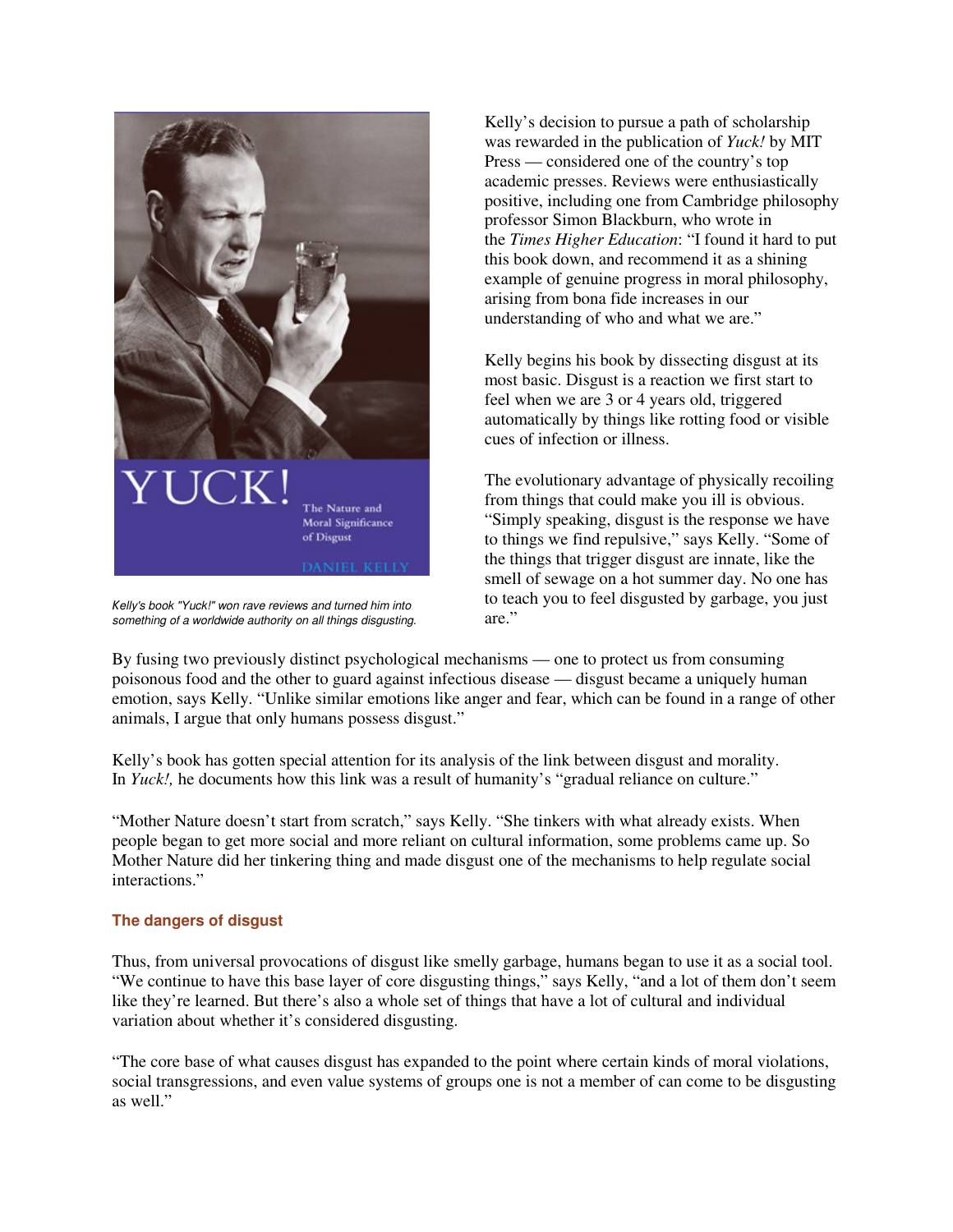Kelly's book "Yuck!" won rave reviews and turned him into something of a worldwide authority on all things disgusting.

Kelly's decision to pursue a path of scholarship was rewarded in the publication of *Yuck!* by MIT Press — considered one of the country's top academic presses. Reviews were enthusiastically positive, including one from Cambridge philosophy professor Simon Blackburn, who wrote in the *Times Higher Education*: "I found it hard to put this book down, and recommend it as a shining example of genuine progress in moral philosophy, arising from bona fide increases in our understanding of who and what we are."

Kelly begins his book by dissecting disgust at its most basic. Disgust is a reaction we first start to feel when we are 3 or 4 years old, triggered automatically by things like rotting food or visible cues of infection or illness.

The evolutionary advantage of physically recoiling from things that could make you ill is obvious. "Simply speaking, disgust is the response we have to things we find repulsive," says Kelly. "Some of the things that trigger disgust are innate, like the smell of sewage on a hot summer day. No one has to teach you to feel disgusted by garbage, you just are."

By fusing two previously distinct psychological mechanisms — one to protect us from consuming poisonous food and the other to guard against infectious disease — disgust became a uniquely human emotion, says Kelly. "Unlike similar emotions like anger and fear, which can be found in a range of other animals, I argue that only humans possess disgust."

Kelly's book has gotten special attention for its analysis of the link between disgust and morality. In *Yuck!,* he documents how this link was a result of humanity's "gradual reliance on culture."

"Mother Nature doesn't start from scratch," says Kelly. "She tinkers with what already exists. When people began to get more social and more reliant on cultural information, some problems came up. So Mother Nature did her tinkering thing and made disgust one of the mechanisms to help regulate social interactions."

### The dangers of disgust

Thus, from universal provocations of disgust like smelly garbage, humans began to use it as a social tool. "We continue to have this base layer of core disgusting things," says Kelly, "and a lot of them don't seem like they're learned. But there's also a whole set of things that have a lot of cultural and individual variation about whether it's considered disgusting.

"The core base of what causes disgust has expanded to the point where certain kinds of moral violations, social transgressions, and even value systems of groups one is not a member of can come to be disgusting as well."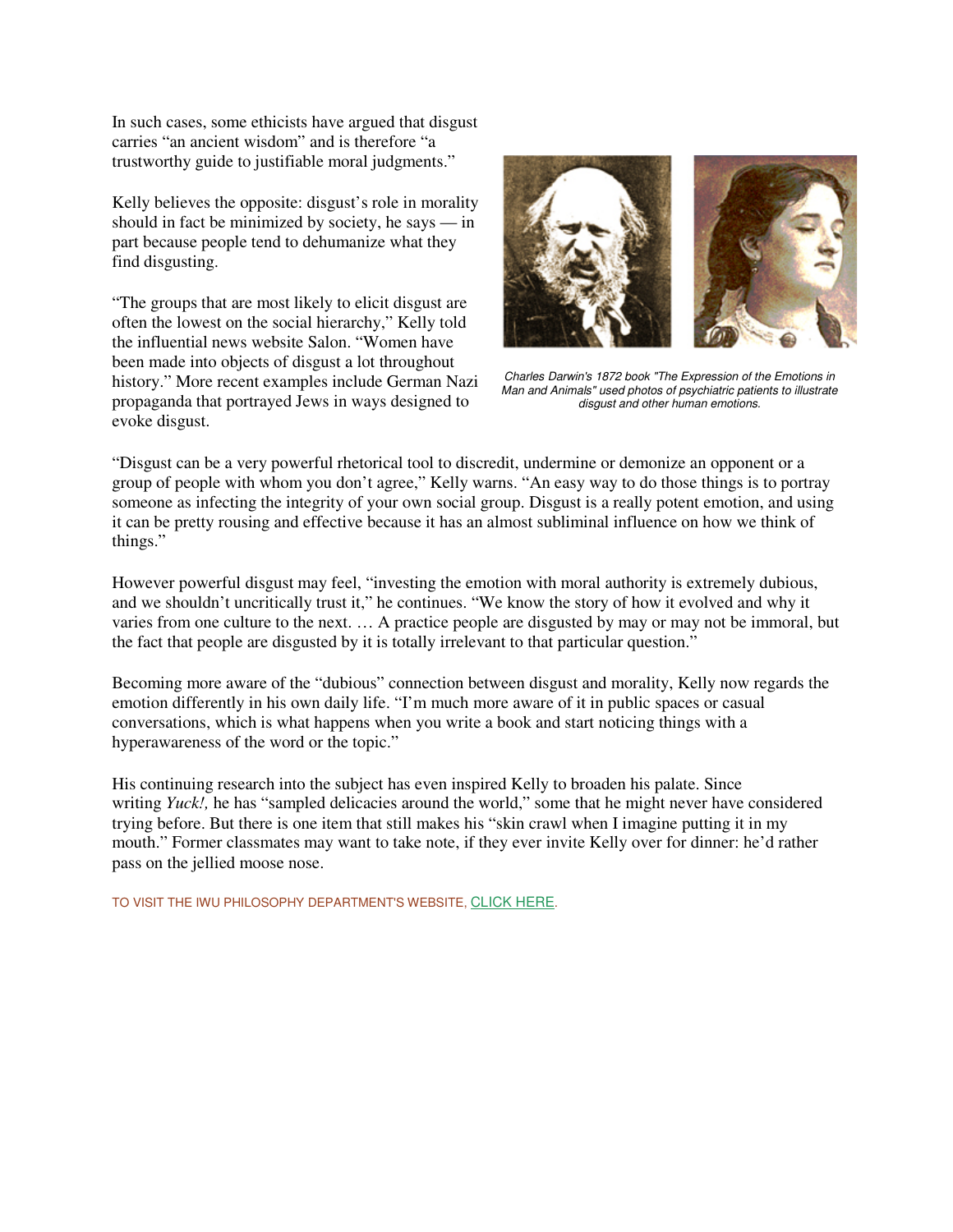In such cases, some ethicists have argued that disgust carries "an ancient wisdom" and is therefore "a trustworthy guide to justifiable moral judgments."

Kelly believes the opposite: disgust's role in morality should in fact be minimized by society, he says — in part because people tend to dehumanize what they find disgusting.

"The groups that are most likely to elicit disgust are often the lowest on the social hierarchy," Kelly told the influential news website Salon. "Women have been made into objects of disgust a lot throughout history." More recent examples include German Nazi propaganda that portrayed Jews in ways designed to evoke disgust.

*Charles Darwin's 1872 book "The Expression of the Emotions in Man and Animals" used photos of psychiatric patients to illustrate disgust and other human emotions.*

"Disgust can be a very powerful rhetorical tool to discredit, undermine or demonize an opponent or a group of people with whom you don't agree," Kelly warns. "An easy way to do those things is to portray someone as infecting the integrity of your own social group. Disgust is a really potent emotion, and using it can be pretty rousing and effective because it has an almost subliminal influence on how we think of things."

However powerful disgust may feel, "investing the emotion with moral authority is extremely dubious, and we shouldn't uncritically trust it," he continues. "We know the story of how it evolved and why it varies from one culture to the next. … A practice people are disgusted by may or may not be immoral, but the fact that people are disgusted by it is totally irrelevant to that particular question."

Becoming more aware of the "dubious" connection between disgust and morality, Kelly now regards the emotion differently in his own daily life. "I'm much more aware of it in public spaces or casual conversations, which is what happens when you write a book and start noticing things with a hyperawareness of the word or the topic."

His continuing research into the subject has even inspired Kelly to broaden his palate. Since writing *Yuck!,* he has "sampled delicacies around the world," some that he might never have considered trying before. But there is one item that still makes his "skin crawl when I imagine putting it in my mouth." Former classmates may want to take note, if they ever invite Kelly over for dinner: he'd rather pass on the jellied moose nose.

TO VISIT THE IWU PHILOSOPHY DEPARTMENT'S WEBSITE, CLICK HERE.